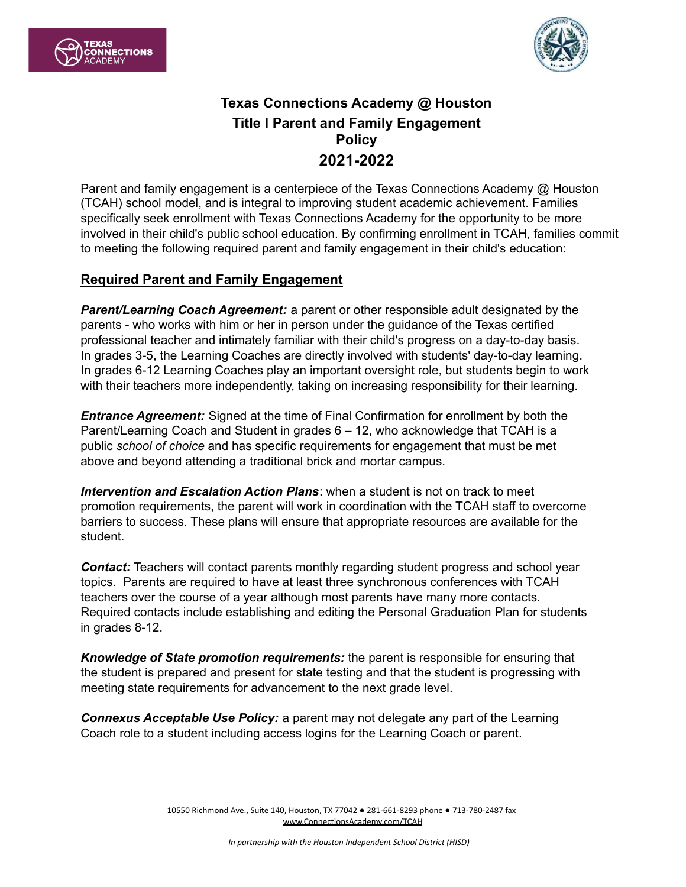# Texas Connections Academy @ Houston
## Title I Parent and Family Engagement Policy
## 2021-2022

Parent and family engagement is a centerpiece of the Texas Connections Academy @ Houston (TCAH) school model, and is integral to improving student academic achievement. Families specifically seek enrollment with Texas Connections Academy for the opportunity to be more involved in their child's public school education. By confirming enrollment in TCAH, families commit to meeting the following required parent and family engagement in their child's education:

### Required Parent and Family Engagement

***Parent/Learning Coach Agreement:*** a parent or other responsible adult designated by the parents - who works with him or her in person under the guidance of the Texas certified professional teacher and intimately familiar with their child's progress on a day-to-day basis. In grades 3-5, the Learning Coaches are directly involved with students' day-to-day learning. In grades 6-12 Learning Coaches play an important oversight role, but students begin to work with their teachers more independently, taking on increasing responsibility for their learning.

***Entrance Agreement:*** Signed at the time of Final Confirmation for enrollment by both the Parent/Learning Coach and Student in grades 6 – 12, who acknowledge that TCAH is a public *school of choice* and has specific requirements for engagement that must be met above and beyond attending a traditional brick and mortar campus.

***Intervention and Escalation Action Plans***: when a student is not on track to meet promotion requirements, the parent will work in coordination with the TCAH staff to overcome barriers to success. These plans will ensure that appropriate resources are available for the student.

***Contact:*** Teachers will contact parents monthly regarding student progress and school year topics. Parents are required to have at least three synchronous conferences with TCAH teachers over the course of a year although most parents have many more contacts. Required contacts include establishing and editing the Personal Graduation Plan for students in grades 8-12.

***Knowledge of State promotion requirements:*** the parent is responsible for ensuring that the student is prepared and present for state testing and that the student is progressing with meeting state requirements for advancement to the next grade level.

***Connexus Acceptable Use Policy:*** a parent may not delegate any part of the Learning Coach role to a student including access logins for the Learning Coach or parent.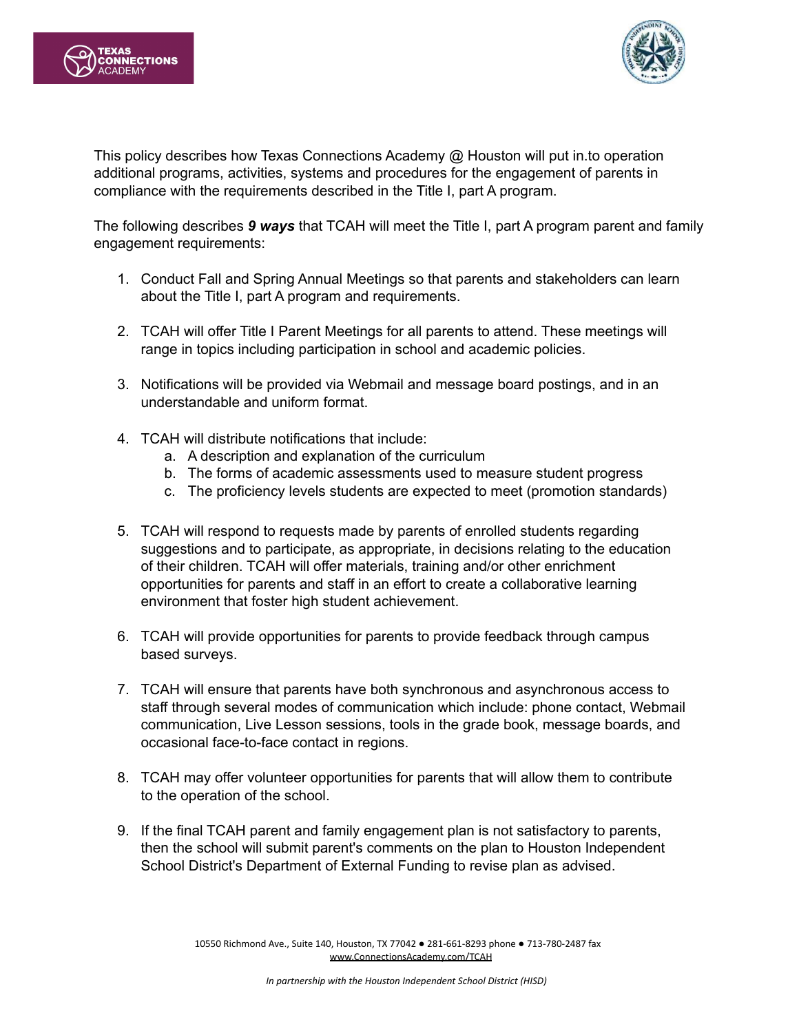This policy describes how Texas Connections Academy @ Houston will put in.to operation additional programs, activities, systems and procedures for the engagement of parents in compliance with the requirements described in the Title I, part A program.

The following describes ***9 ways*** that TCAH will meet the Title I, part A program parent and family engagement requirements:

1. Conduct Fall and Spring Annual Meetings so that parents and stakeholders can learn about the Title I, part A program and requirements.

2. TCAH will offer Title I Parent Meetings for all parents to attend. These meetings will range in topics including participation in school and academic policies.

3. Notifications will be provided via Webmail and message board postings, and in an understandable and uniform format.

4. TCAH will distribute notifications that include:
   a. A description and explanation of the curriculum
   b. The forms of academic assessments used to measure student progress
   c. The proficiency levels students are expected to meet (promotion standards)

5. TCAH will respond to requests made by parents of enrolled students regarding suggestions and to participate, as appropriate, in decisions relating to the education of their children. TCAH will offer materials, training and/or other enrichment opportunities for parents and staff in an effort to create a collaborative learning environment that foster high student achievement.

6. TCAH will provide opportunities for parents to provide feedback through campus based surveys.

7. TCAH will ensure that parents have both synchronous and asynchronous access to staff through several modes of communication which include: phone contact, Webmail communication, Live Lesson sessions, tools in the grade book, message boards, and occasional face-to-face contact in regions.

8. TCAH may offer volunteer opportunities for parents that will allow them to contribute to the operation of the school.

9. If the final TCAH parent and family engagement plan is not satisfactory to parents, then the school will submit parent's comments on the plan to Houston Independent School District's Department of External Funding to revise plan as advised.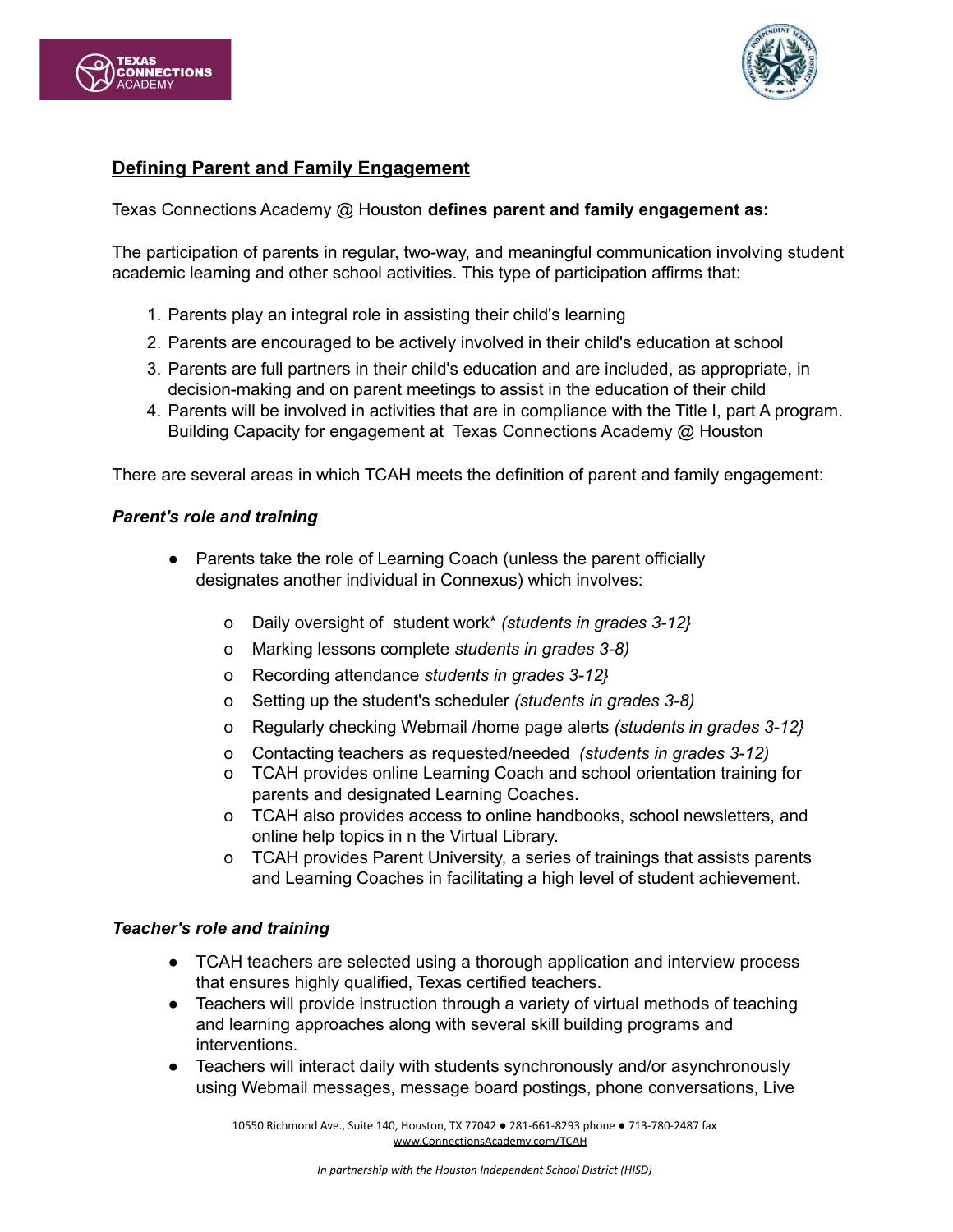## Defining Parent and Family Engagement

Texas Connections Academy @ Houston **defines parent and family engagement as:**

The participation of parents in regular, two-way, and meaningful communication involving student academic learning and other school activities. This type of participation affirms that:

1. Parents play an integral role in assisting their child's learning
2. Parents are encouraged to be actively involved in their child's education at school
3. Parents are full partners in their child's education and are included, as appropriate, in decision-making and on parent meetings to assist in the education of their child
4. Parents will be involved in activities that are in compliance with the Title I, part A program. Building Capacity for engagement at Texas Connections Academy @ Houston

There are several areas in which TCAH meets the definition of parent and family engagement:

***Parent's role and training***

- Parents take the role of Learning Coach (unless the parent officially designates another individual in Connexus) which involves:
    - Daily oversight of student work* *(students in grades 3-12}*
    - Marking lessons complete *students in grades 3-8)*
    - Recording attendance *students in grades 3-12}*
    - Setting up the student's scheduler *(students in grades 3-8)*
    - Regularly checking Webmail /home page alerts *(students in grades 3-12}*
    - Contacting teachers as requested/needed *(students in grades 3-12)*
    - TCAH provides online Learning Coach and school orientation training for parents and designated Learning Coaches.
    - TCAH also provides access to online handbooks, school newsletters, and online help topics in n the Virtual Library.
    - TCAH provides Parent University, a series of trainings that assists parents and Learning Coaches in facilitating a high level of student achievement.

***Teacher's role and training***

- TCAH teachers are selected using a thorough application and interview process that ensures highly qualified, Texas certified teachers.
- Teachers will provide instruction through a variety of virtual methods of teaching and learning approaches along with several skill building programs and interventions.
- Teachers will interact daily with students synchronously and/or asynchronously using Webmail messages, message board postings, phone conversations, Live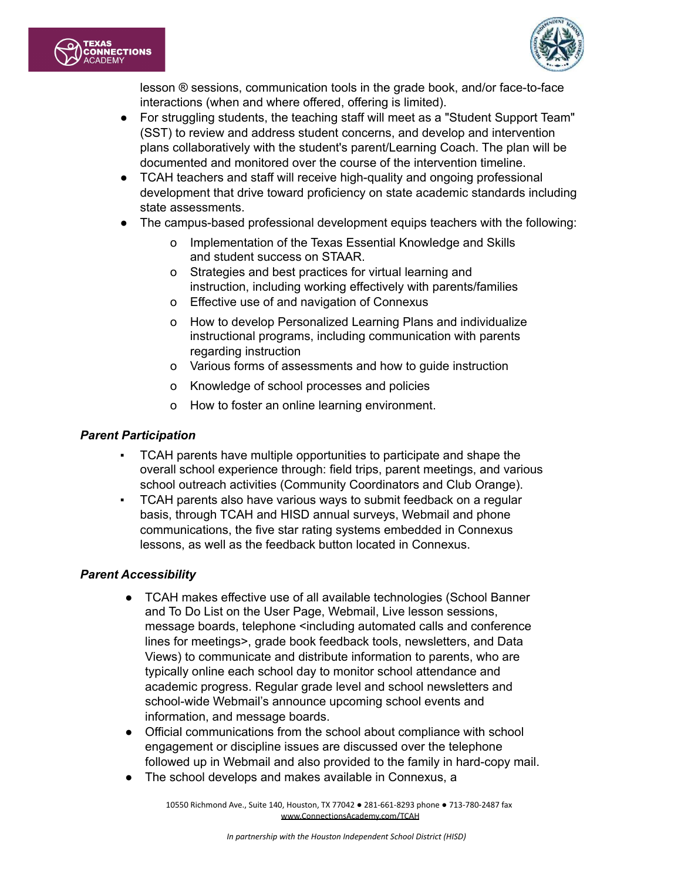lesson ® sessions, communication tools in the grade book, and/or face-to-face interactions (when and where offered, offering is limited).

- For struggling students, the teaching staff will meet as a "Student Support Team" (SST) to review and address student concerns, and develop and intervention plans collaboratively with the student's parent/Learning Coach. The plan will be documented and monitored over the course of the intervention timeline.
- TCAH teachers and staff will receive high-quality and ongoing professional development that drive toward proficiency on state academic standards including state assessments.
- The campus-based professional development equips teachers with the following:
  - Implementation of the Texas Essential Knowledge and Skills and student success on STAAR.
  - Strategies and best practices for virtual learning and instruction, including working effectively with parents/families
  - Effective use of and navigation of Connexus
  - How to develop Personalized Learning Plans and individualize instructional programs, including communication with parents regarding instruction
  - Various forms of assessments and how to guide instruction
  - Knowledge of school processes and policies
  - How to foster an online learning environment.

***Parent Participation***

- TCAH parents have multiple opportunities to participate and shape the overall school experience through: field trips, parent meetings, and various school outreach activities (Community Coordinators and Club Orange).
- TCAH parents also have various ways to submit feedback on a regular basis, through TCAH and HISD annual surveys, Webmail and phone communications, the five star rating systems embedded in Connexus lessons, as well as the feedback button located in Connexus.

***Parent Accessibility***

- TCAH makes effective use of all available technologies (School Banner and To Do List on the User Page, Webmail, Live lesson sessions, message boards, telephone <including automated calls and conference lines for meetings>, grade book feedback tools, newsletters, and Data Views) to communicate and distribute information to parents, who are typically online each school day to monitor school attendance and academic progress. Regular grade level and school newsletters and school-wide Webmail's announce upcoming school events and information, and message boards.
- Official communications from the school about compliance with school engagement or discipline issues are discussed over the telephone followed up in Webmail and also provided to the family in hard-copy mail.
- The school develops and makes available in Connexus, a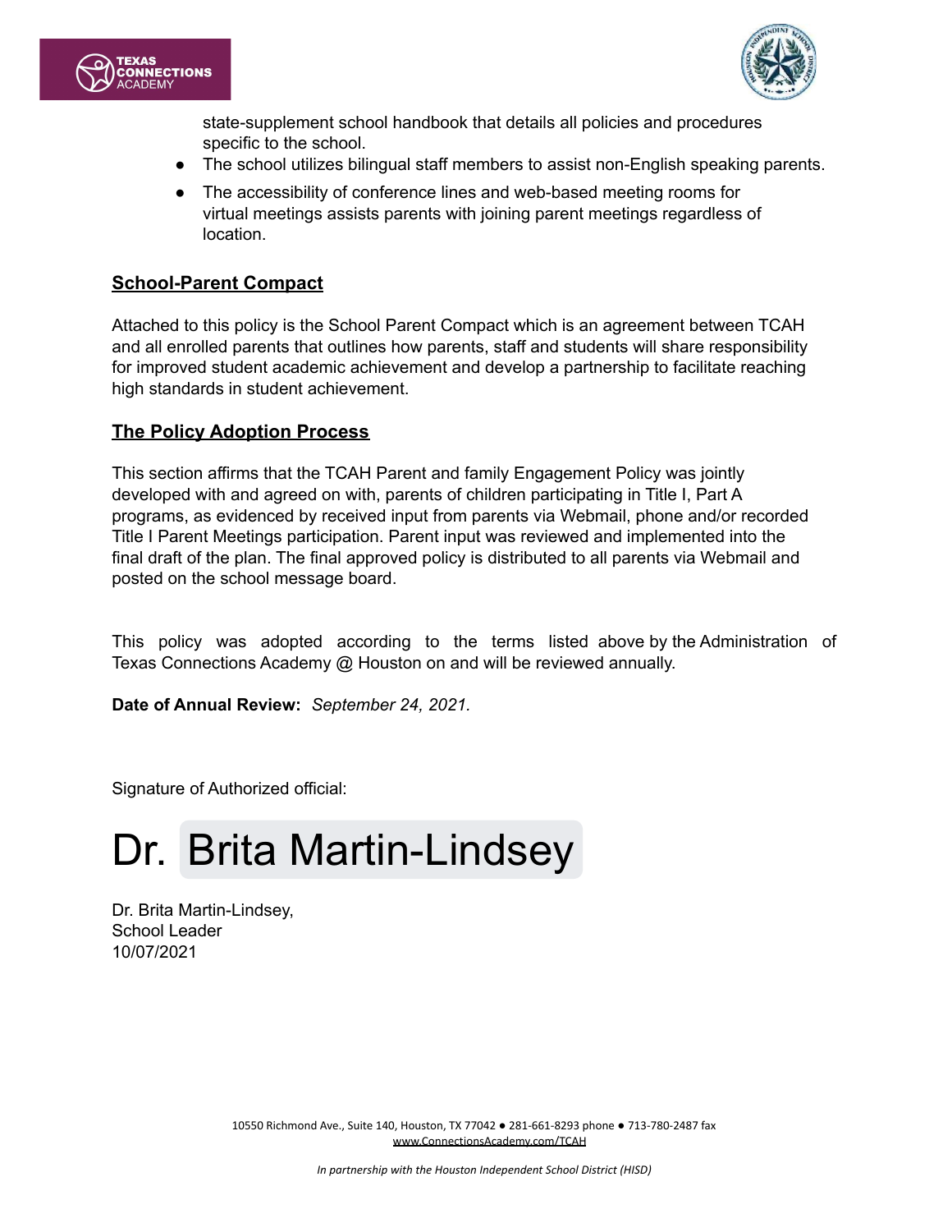state-supplement school handbook that details all policies and procedures specific to the school.

- The school utilizes bilingual staff members to assist non-English speaking parents.
- The accessibility of conference lines and web-based meeting rooms for virtual meetings assists parents with joining parent meetings regardless of location.

## School-Parent Compact

Attached to this policy is the School Parent Compact which is an agreement between TCAH and all enrolled parents that outlines how parents, staff and students will share responsibility for improved student academic achievement and develop a partnership to facilitate reaching high standards in student achievement.

## The Policy Adoption Process

This section affirms that the TCAH Parent and family Engagement Policy was jointly developed with and agreed on with, parents of children participating in Title I, Part A programs, as evidenced by received input from parents via Webmail, phone and/or recorded Title I Parent Meetings participation. Parent input was reviewed and implemented into the final draft of the plan. The final approved policy is distributed to all parents via Webmail and posted on the school message board.

This policy was adopted according to the terms listed above by the Administration of Texas Connections Academy @ Houston on and will be reviewed annually.

**Date of Annual Review:** *September 24, 2021.*

Signature of Authorized official:

Dr. Brita Martin-Lindsey

Dr. Brita Martin-Lindsey,
School Leader
10/07/2021

10550 Richmond Ave., Suite 140, Houston, TX 77042 ● 281-661-8293 phone ● 713-780-2487 fax
www.ConnectionsAcademy.com/TCAH

*In partnership with the Houston Independent School District (HISD)*